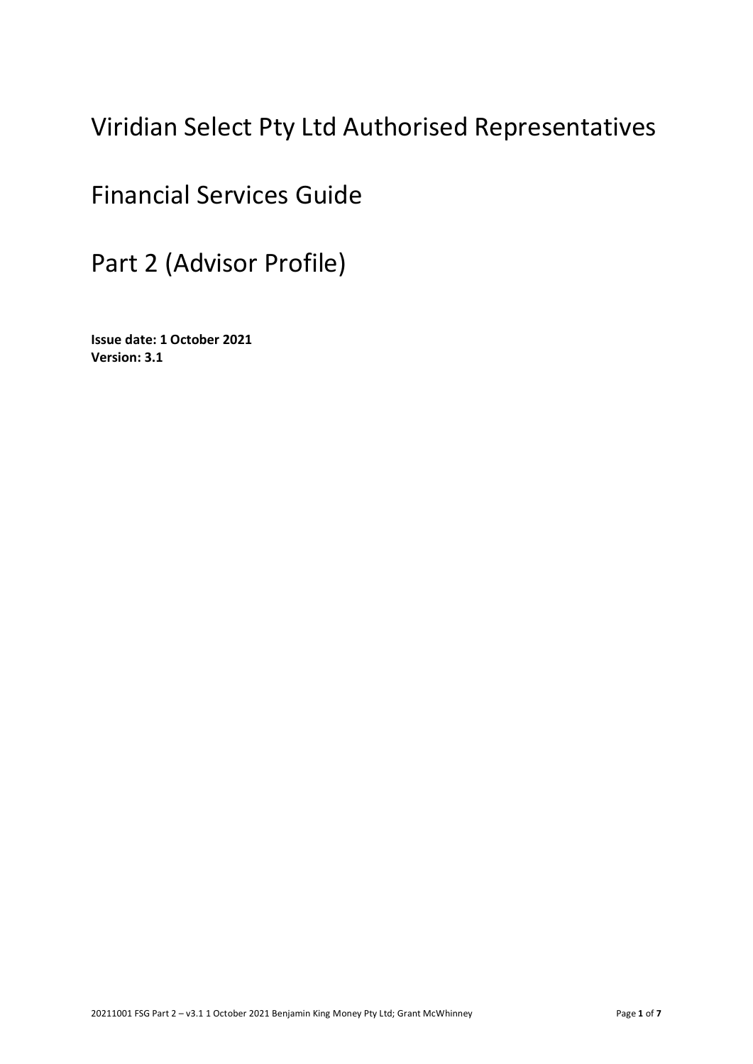# Viridian Select Pty Ltd Authorised Representatives

# Financial Services Guide

# Part 2 (Advisor Profile)

**Issue date: 1 October 2021**
**Version: 3.1**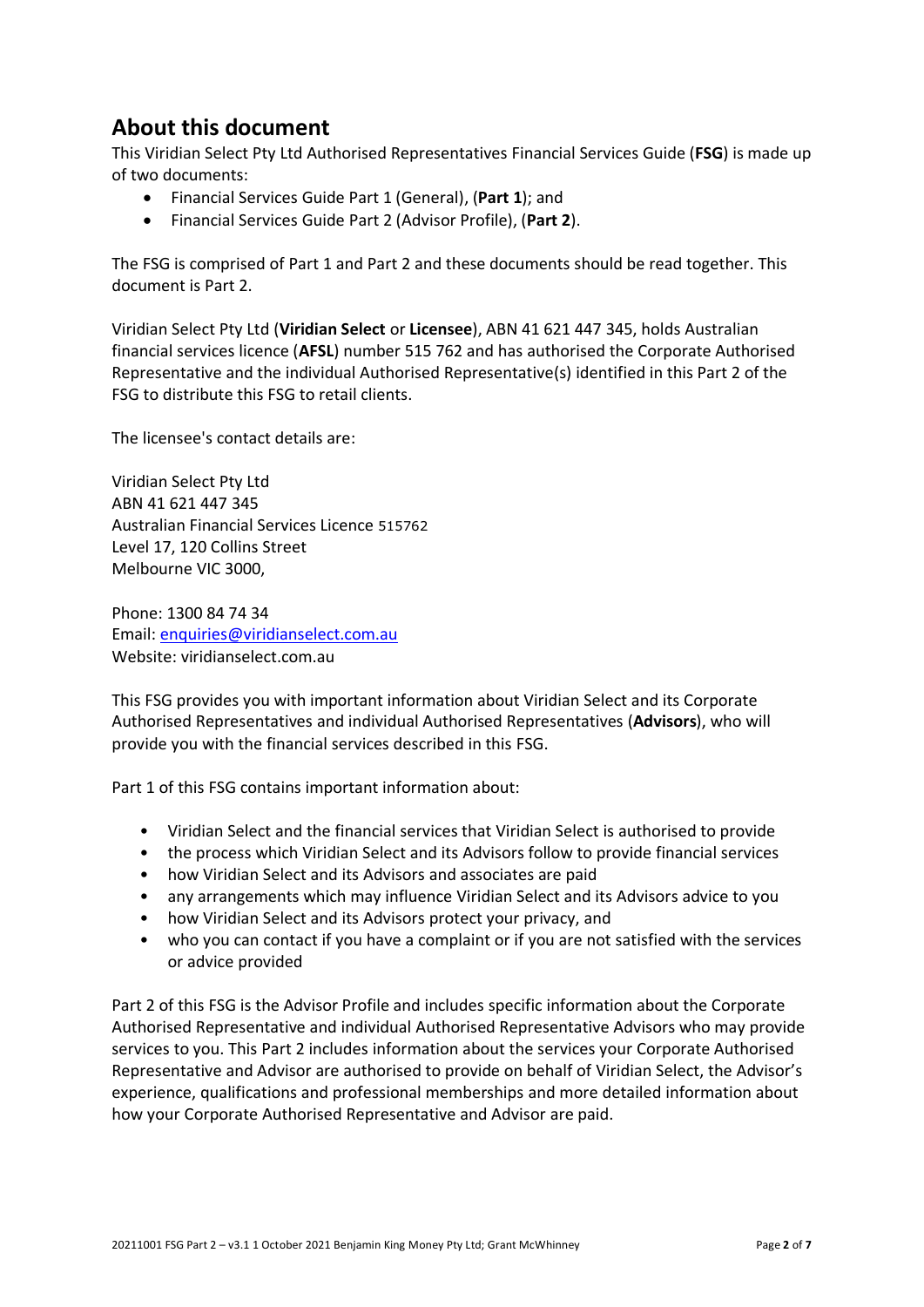## About this document

This Viridian Select Pty Ltd Authorised Representatives Financial Services Guide (**FSG**) is made up of two documents:

- Financial Services Guide Part 1 (General), (**Part 1**); and
- Financial Services Guide Part 2 (Advisor Profile), (**Part 2**).

The FSG is comprised of Part 1 and Part 2 and these documents should be read together. This document is Part 2.

Viridian Select Pty Ltd (**Viridian Select** or **Licensee**), ABN 41 621 447 345, holds Australian financial services licence (**AFSL**) number 515 762 and has authorised the Corporate Authorised Representative and the individual Authorised Representative(s) identified in this Part 2 of the FSG to distribute this FSG to retail clients.

The licensee's contact details are:

Viridian Select Pty Ltd
ABN 41 621 447 345
Australian Financial Services Licence 515762
Level 17, 120 Collins Street
Melbourne VIC 3000,

Phone: 1300 84 74 34
Email: enquiries@viridianselect.com.au
Website: viridianselect.com.au

This FSG provides you with important information about Viridian Select and its Corporate Authorised Representatives and individual Authorised Representatives (**Advisors**), who will provide you with the financial services described in this FSG.

Part 1 of this FSG contains important information about:

- Viridian Select and the financial services that Viridian Select is authorised to provide
- the process which Viridian Select and its Advisors follow to provide financial services
- how Viridian Select and its Advisors and associates are paid
- any arrangements which may influence Viridian Select and its Advisors advice to you
- how Viridian Select and its Advisors protect your privacy, and
- who you can contact if you have a complaint or if you are not satisfied with the services or advice provided

Part 2 of this FSG is the Advisor Profile and includes specific information about the Corporate Authorised Representative and individual Authorised Representative Advisors who may provide services to you. This Part 2 includes information about the services your Corporate Authorised Representative and Advisor are authorised to provide on behalf of Viridian Select, the Advisor's experience, qualifications and professional memberships and more detailed information about how your Corporate Authorised Representative and Advisor are paid.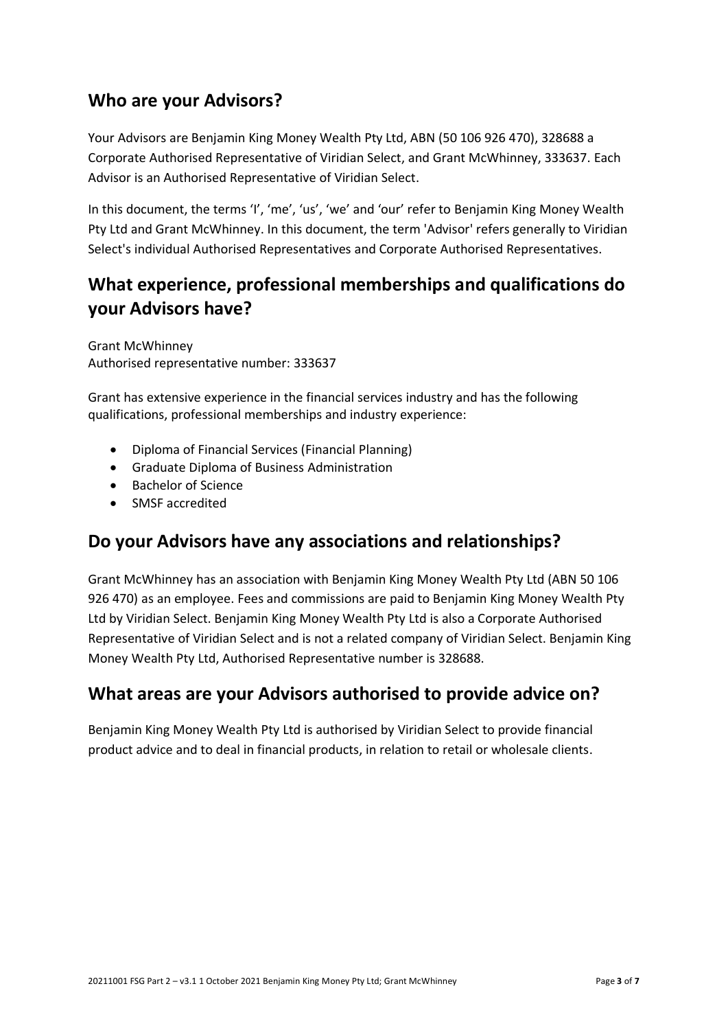## Who are your Advisors?

Your Advisors are Benjamin King Money Wealth Pty Ltd, ABN (50 106 926 470), 328688 a Corporate Authorised Representative of Viridian Select, and Grant McWhinney, 333637. Each Advisor is an Authorised Representative of Viridian Select.

In this document, the terms 'I', 'me', 'us', 'we' and 'our' refer to Benjamin King Money Wealth Pty Ltd and Grant McWhinney. In this document, the term 'Advisor' refers generally to Viridian Select's individual Authorised Representatives and Corporate Authorised Representatives.

## What experience, professional memberships and qualifications do your Advisors have?

Grant McWhinney
Authorised representative number: 333637

Grant has extensive experience in the financial services industry and has the following qualifications, professional memberships and industry experience:

- Diploma of Financial Services (Financial Planning)
- Graduate Diploma of Business Administration
- Bachelor of Science
- SMSF accredited

## Do your Advisors have any associations and relationships?

Grant McWhinney has an association with Benjamin King Money Wealth Pty Ltd (ABN 50 106 926 470) as an employee. Fees and commissions are paid to Benjamin King Money Wealth Pty Ltd by Viridian Select. Benjamin King Money Wealth Pty Ltd is also a Corporate Authorised Representative of Viridian Select and is not a related company of Viridian Select. Benjamin King Money Wealth Pty Ltd, Authorised Representative number is 328688.

## What areas are your Advisors authorised to provide advice on?

Benjamin King Money Wealth Pty Ltd is authorised by Viridian Select to provide financial product advice and to deal in financial products, in relation to retail or wholesale clients.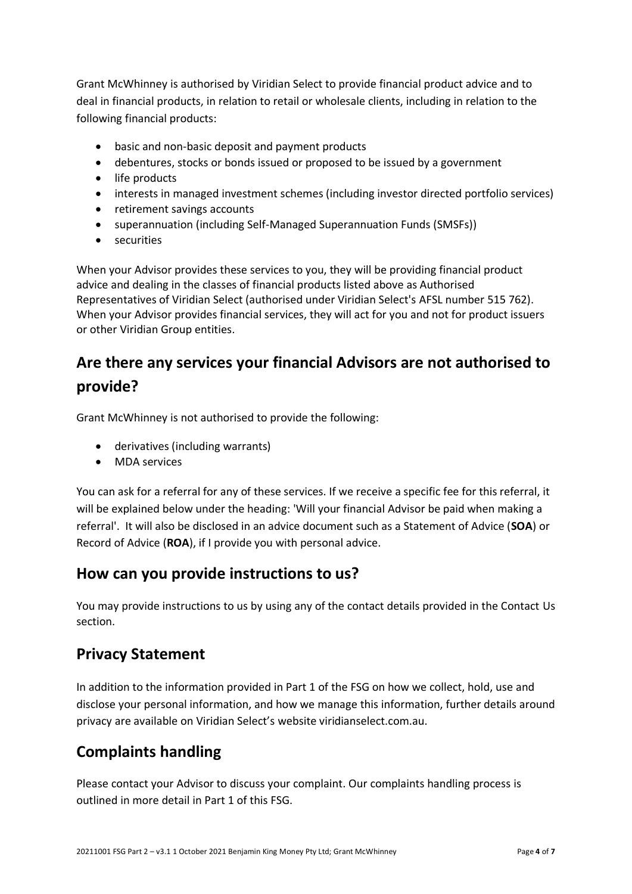Grant McWhinney is authorised by Viridian Select to provide financial product advice and to deal in financial products, in relation to retail or wholesale clients, including in relation to the following financial products:

- basic and non-basic deposit and payment products
- debentures, stocks or bonds issued or proposed to be issued by a government
- life products
- interests in managed investment schemes (including investor directed portfolio services)
- retirement savings accounts
- superannuation (including Self-Managed Superannuation Funds (SMSFs))
- securities

When your Advisor provides these services to you, they will be providing financial product advice and dealing in the classes of financial products listed above as Authorised Representatives of Viridian Select (authorised under Viridian Select's AFSL number 515 762). When your Advisor provides financial services, they will act for you and not for product issuers or other Viridian Group entities.

## Are there any services your financial Advisors are not authorised to provide?

Grant McWhinney is not authorised to provide the following:

- derivatives (including warrants)
- MDA services

You can ask for a referral for any of these services. If we receive a specific fee for this referral, it will be explained below under the heading: 'Will your financial Advisor be paid when making a referral'. It will also be disclosed in an advice document such as a Statement of Advice (**SOA**) or Record of Advice (**ROA**), if I provide you with personal advice.

## How can you provide instructions to us?

You may provide instructions to us by using any of the contact details provided in the Contact Us section.

## Privacy Statement

In addition to the information provided in Part 1 of the FSG on how we collect, hold, use and disclose your personal information, and how we manage this information, further details around privacy are available on Viridian Select's website viridianselect.com.au.

## Complaints handling

Please contact your Advisor to discuss your complaint. Our complaints handling process is outlined in more detail in Part 1 of this FSG.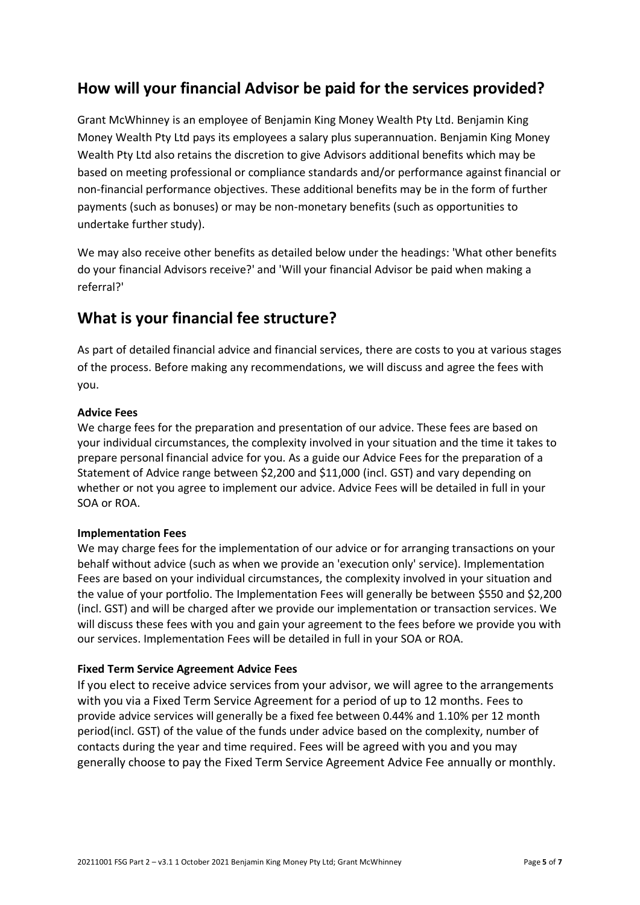## How will your financial Advisor be paid for the services provided?

Grant McWhinney is an employee of Benjamin King Money Wealth Pty Ltd. Benjamin King Money Wealth Pty Ltd pays its employees a salary plus superannuation. Benjamin King Money Wealth Pty Ltd also retains the discretion to give Advisors additional benefits which may be based on meeting professional or compliance standards and/or performance against financial or non-financial performance objectives. These additional benefits may be in the form of further payments (such as bonuses) or may be non-monetary benefits (such as opportunities to undertake further study).

We may also receive other benefits as detailed below under the headings: 'What other benefits do your financial Advisors receive?' and 'Will your financial Advisor be paid when making a referral?'

## What is your financial fee structure?

As part of detailed financial advice and financial services, there are costs to you at various stages of the process. Before making any recommendations, we will discuss and agree the fees with you.

**Advice Fees**
We charge fees for the preparation and presentation of our advice. These fees are based on your individual circumstances, the complexity involved in your situation and the time it takes to prepare personal financial advice for you. As a guide our Advice Fees for the preparation of a Statement of Advice range between $2,200 and $11,000 (incl. GST) and vary depending on whether or not you agree to implement our advice. Advice Fees will be detailed in full in your SOA or ROA.

**Implementation Fees**
We may charge fees for the implementation of our advice or for arranging transactions on your behalf without advice (such as when we provide an 'execution only' service). Implementation Fees are based on your individual circumstances, the complexity involved in your situation and the value of your portfolio. The Implementation Fees will generally be between $550 and $2,200 (incl. GST) and will be charged after we provide our implementation or transaction services. We will discuss these fees with you and gain your agreement to the fees before we provide you with our services. Implementation Fees will be detailed in full in your SOA or ROA.

**Fixed Term Service Agreement Advice Fees**
If you elect to receive advice services from your advisor, we will agree to the arrangements with you via a Fixed Term Service Agreement for a period of up to 12 months. Fees to provide advice services will generally be a fixed fee between 0.44% and 1.10% per 12 month period(incl. GST) of the value of the funds under advice based on the complexity, number of contacts during the year and time required. Fees will be agreed with you and you may generally choose to pay the Fixed Term Service Agreement Advice Fee annually or monthly.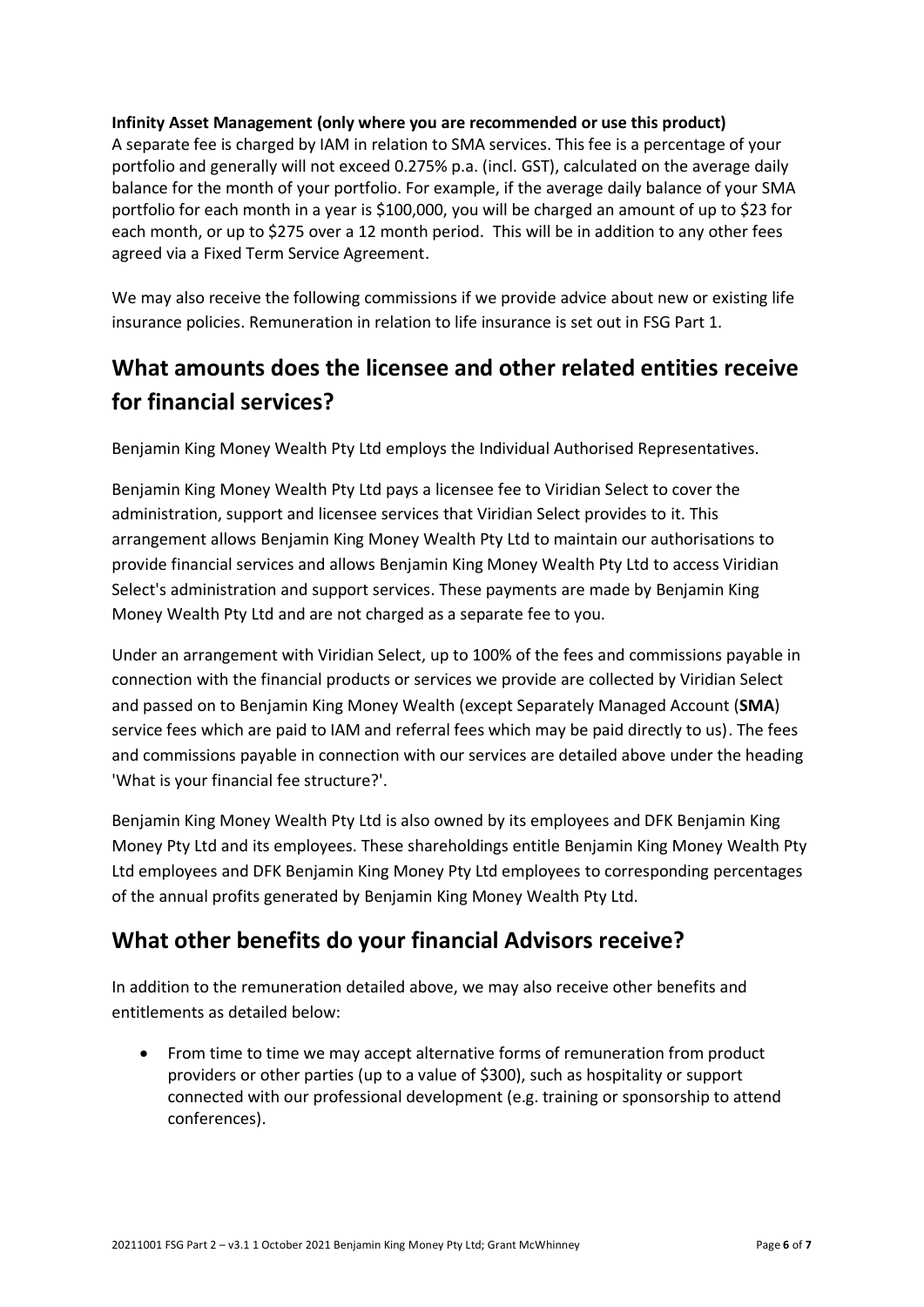**Infinity Asset Management (only where you are recommended or use this product)**
A separate fee is charged by IAM in relation to SMA services. This fee is a percentage of your portfolio and generally will not exceed 0.275% p.a. (incl. GST), calculated on the average daily balance for the month of your portfolio. For example, if the average daily balance of your SMA portfolio for each month in a year is $100,000, you will be charged an amount of up to $23 for each month, or up to $275 over a 12 month period. This will be in addition to any other fees agreed via a Fixed Term Service Agreement.

We may also receive the following commissions if we provide advice about new or existing life insurance policies. Remuneration in relation to life insurance is set out in FSG Part 1.

## What amounts does the licensee and other related entities receive for financial services?

Benjamin King Money Wealth Pty Ltd employs the Individual Authorised Representatives.

Benjamin King Money Wealth Pty Ltd pays a licensee fee to Viridian Select to cover the administration, support and licensee services that Viridian Select provides to it. This arrangement allows Benjamin King Money Wealth Pty Ltd to maintain our authorisations to provide financial services and allows Benjamin King Money Wealth Pty Ltd to access Viridian Select's administration and support services. These payments are made by Benjamin King Money Wealth Pty Ltd and are not charged as a separate fee to you.

Under an arrangement with Viridian Select, up to 100% of the fees and commissions payable in connection with the financial products or services we provide are collected by Viridian Select and passed on to Benjamin King Money Wealth (except Separately Managed Account (**SMA**) service fees which are paid to IAM and referral fees which may be paid directly to us). The fees and commissions payable in connection with our services are detailed above under the heading 'What is your financial fee structure?'.

Benjamin King Money Wealth Pty Ltd is also owned by its employees and DFK Benjamin King Money Pty Ltd and its employees. These shareholdings entitle Benjamin King Money Wealth Pty Ltd employees and DFK Benjamin King Money Pty Ltd employees to corresponding percentages of the annual profits generated by Benjamin King Money Wealth Pty Ltd.

## What other benefits do your financial Advisors receive?

In addition to the remuneration detailed above, we may also receive other benefits and entitlements as detailed below:

- From time to time we may accept alternative forms of remuneration from product providers or other parties (up to a value of $300), such as hospitality or support connected with our professional development (e.g. training or sponsorship to attend conferences).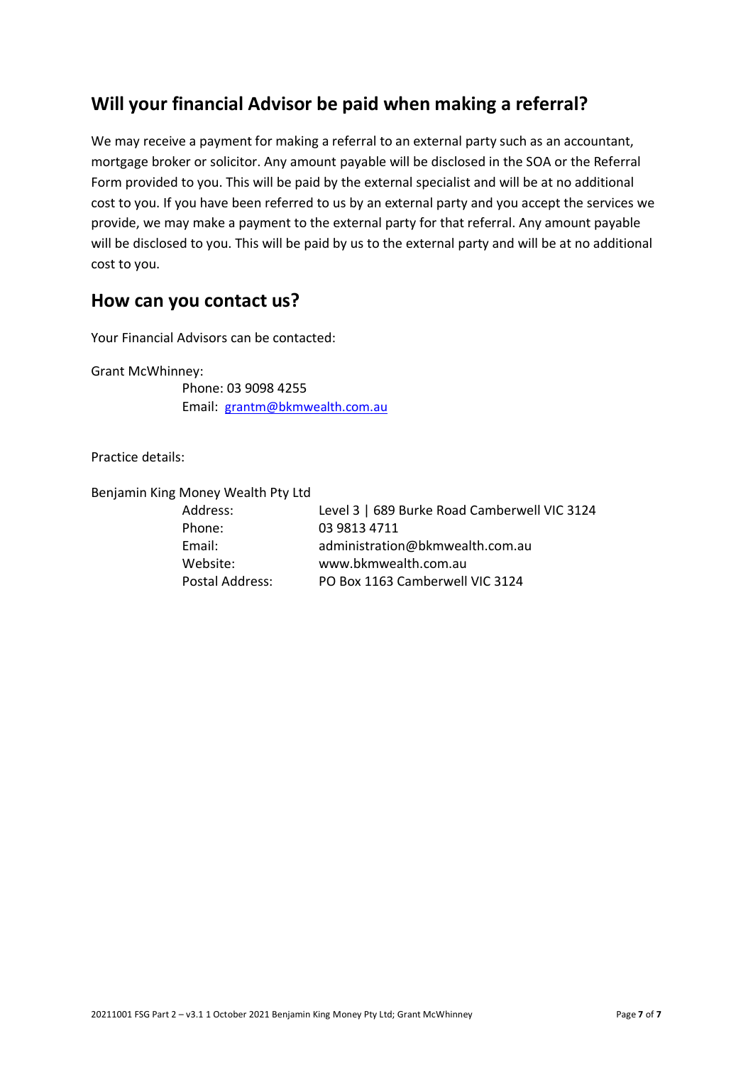## Will your financial Advisor be paid when making a referral?

We may receive a payment for making a referral to an external party such as an accountant, mortgage broker or solicitor. Any amount payable will be disclosed in the SOA or the Referral Form provided to you. This will be paid by the external specialist and will be at no additional cost to you. If you have been referred to us by an external party and you accept the services we provide, we may make a payment to the external party for that referral. Any amount payable will be disclosed to you. This will be paid by us to the external party and will be at no additional cost to you.

## How can you contact us?

Your Financial Advisors can be contacted:

Grant McWhinney:

Phone: 03 9098 4255
Email: grantm@bkmwealth.com.au

Practice details:

Benjamin King Money Wealth Pty Ltd

| | |
|---|---|
| Address: | Level 3 \| 689 Burke Road Camberwell VIC 3124 |
| Phone: | 03 9813 4711 |
| Email: | administration@bkmwealth.com.au |
| Website: | www.bkmwealth.com.au |
| Postal Address: | PO Box 1163 Camberwell VIC 3124 |

20211001 FSG Part 2 – v3.1 1 October 2021 Benjamin King Money Pty Ltd; Grant McWhinney